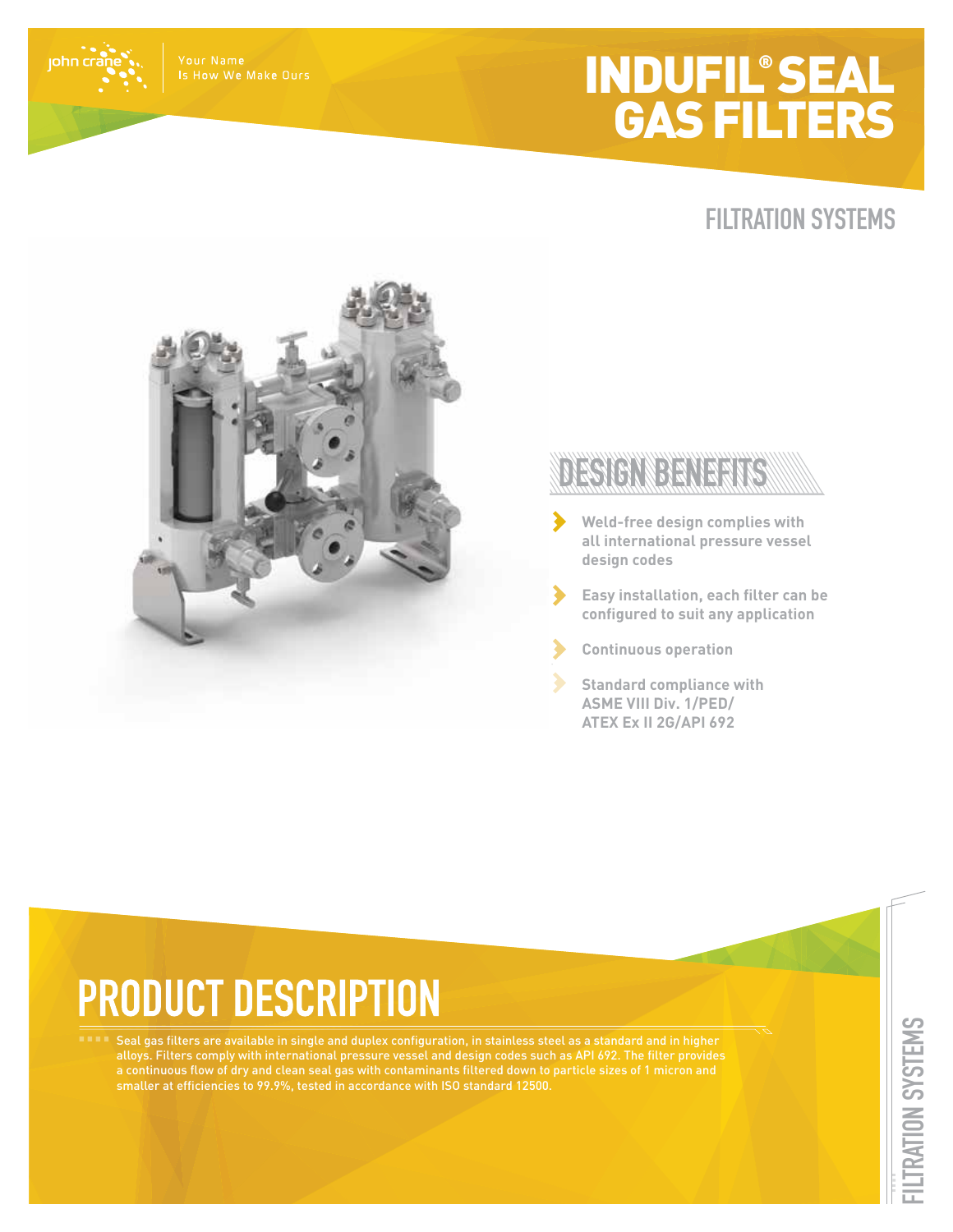# INDUFIL® SEAL GAS FILTERS

## FILTRATION SYSTEMS

## DESIGN BENEFITS

- Weld-free design complies with all international pressure vessel design codes
- Easy installation, each filter can be configured to suit any application
- Continuous operation
- Standard compliance with ASME VIII Div. 1/PED/ ATEX Ex II 2G/API 692

## PRODUCT DESCRIPTION

Seal gas filters are available in single and duplex configuration, in stainless steel as a standard and in higher alloys. Filters comply with international pressure vessel and design codes such as API 692. The filter provides a continuous flow of dry and clean seal gas with contaminants filtered down to particle sizes of 1 micron and smaller at efficiencies to 99.9%, tested in accordance with ISO standard 12500.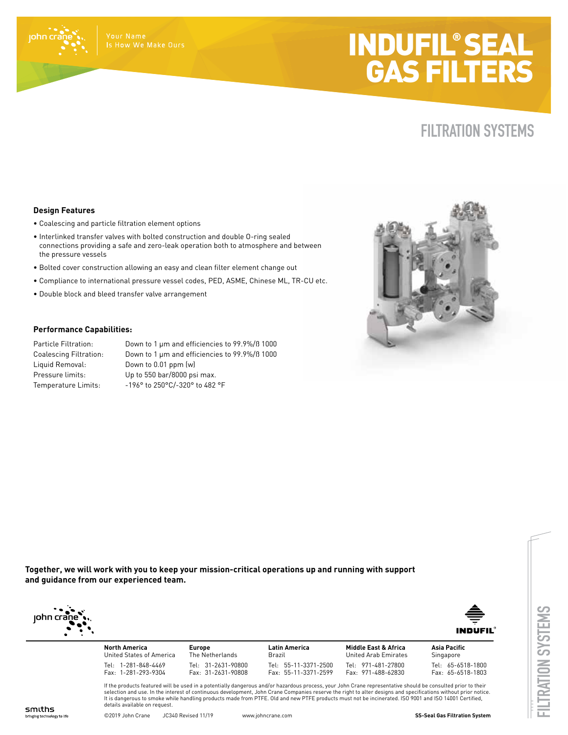john crane — Your Name Is How We Make Ours

# INDUFIL® SEAL GAS FILTERS

## FILTRATION SYSTEMS

### Design Features

- Coalescing and particle filtration element options
- Interlinked transfer valves with bolted construction and double O-ring sealed connections providing a safe and zero-leak operation both to atmosphere and between the pressure vessels
- Bolted cover construction allowing an easy and clean filter element change out
- Compliance to international pressure vessel codes, PED, ASME, Chinese ML, TR-CU etc.
- Double block and bleed transfer valve arrangement

### Performance Capabilities:

| | |
|---|---|
| Particle Filtration: | Down to 1 µm and efficiencies to 99.9%/ß 1000 |
| Coalescing Filtration: | Down to 1 µm and efficiencies to 99.9%/ß 1000 |
| Liquid Removal: | Down to 0.01 ppm (w) |
| Pressure limits: | Up to 550 bar/8000 psi max. |
| Temperature Limits: | -196° to 250°C/-320° to 482 °F |

**Together, we will work with you to keep your mission-critical operations up and running with support and guidance from our experienced team.**

| North America | Europe | Latin America | Middle East & Africa | Asia Pacific |
|---|---|---|---|---|
| United States of America | The Netherlands | Brazil | United Arab Emirates | Singapore |
| Tel: 1-281-848-4469 | Tel: 31-2631-90800 | Tel: 55-11-3371-2500 | Tel: 971-481-27800 | Tel: 65-6518-1800 |
| Fax: 1-281-293-9304 | Fax: 31-2631-90808 | Fax: 55-11-3371-2599 | Fax: 971-488-62830 | Fax: 65-6518-1803 |

If the products featured will be used in a potentially dangerous and/or hazardous process, your John Crane representative should be consulted prior to their selection and use. In the interest of continuous development, John Crane Companies reserve the right to alter designs and specifications without prior notice. It is dangerous to smoke while handling products made from PTFE. Old and new PTFE products must not be incinerated. ISO 9001 and ISO 14001 Certified, details available on request.

smiths — bringing technology to life

©2019 John Crane JC340 Revised 11/19 www.johncrane.com **SS-Seal Gas Filtration System**